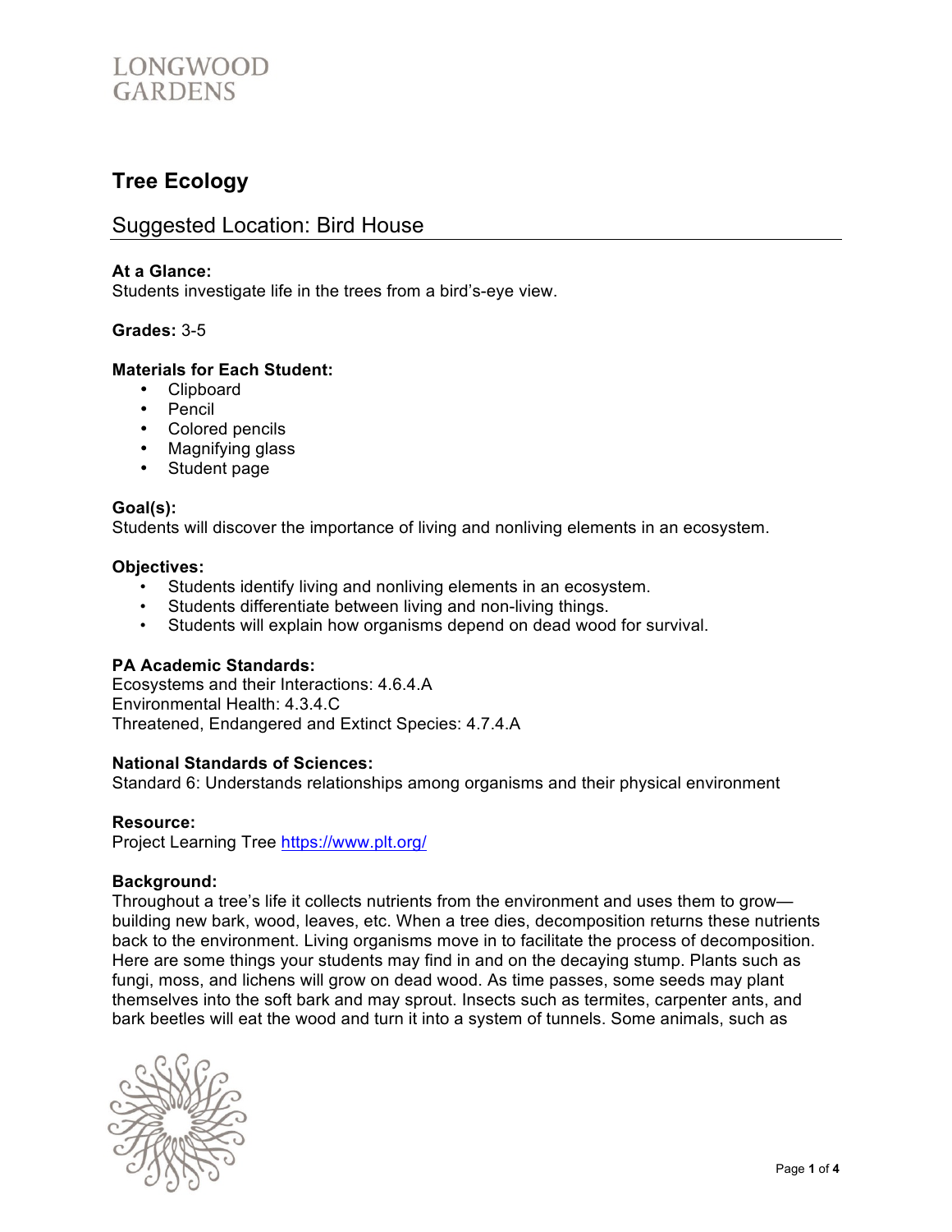# Tree Ecology

## Suggested Location: Bird House

**At a Glance:**
Students investigate life in the trees from a bird's-eye view.

**Grades:** 3-5

**Materials for Each Student:**

- Clipboard
- Pencil
- Colored pencils
- Magnifying glass
- Student page

**Goal(s):**
Students will discover the importance of living and nonliving elements in an ecosystem.

**Objectives:**

- Students identify living and nonliving elements in an ecosystem.
- Students differentiate between living and non-living things.
- Students will explain how organisms depend on dead wood for survival.

**PA Academic Standards:**
Ecosystems and their Interactions: 4.6.4.A
Environmental Health: 4.3.4.C
Threatened, Endangered and Extinct Species: 4.7.4.A

**National Standards of Sciences:**
Standard 6: Understands relationships among organisms and their physical environment

**Resource:**
Project Learning Tree https://www.plt.org/

**Background:**
Throughout a tree's life it collects nutrients from the environment and uses them to grow—building new bark, wood, leaves, etc. When a tree dies, decomposition returns these nutrients back to the environment. Living organisms move in to facilitate the process of decomposition. Here are some things your students may find in and on the decaying stump. Plants such as fungi, moss, and lichens will grow on dead wood. As time passes, some seeds may plant themselves into the soft bark and may sprout. Insects such as termites, carpenter ants, and bark beetles will eat the wood and turn it into a system of tunnels. Some animals, such as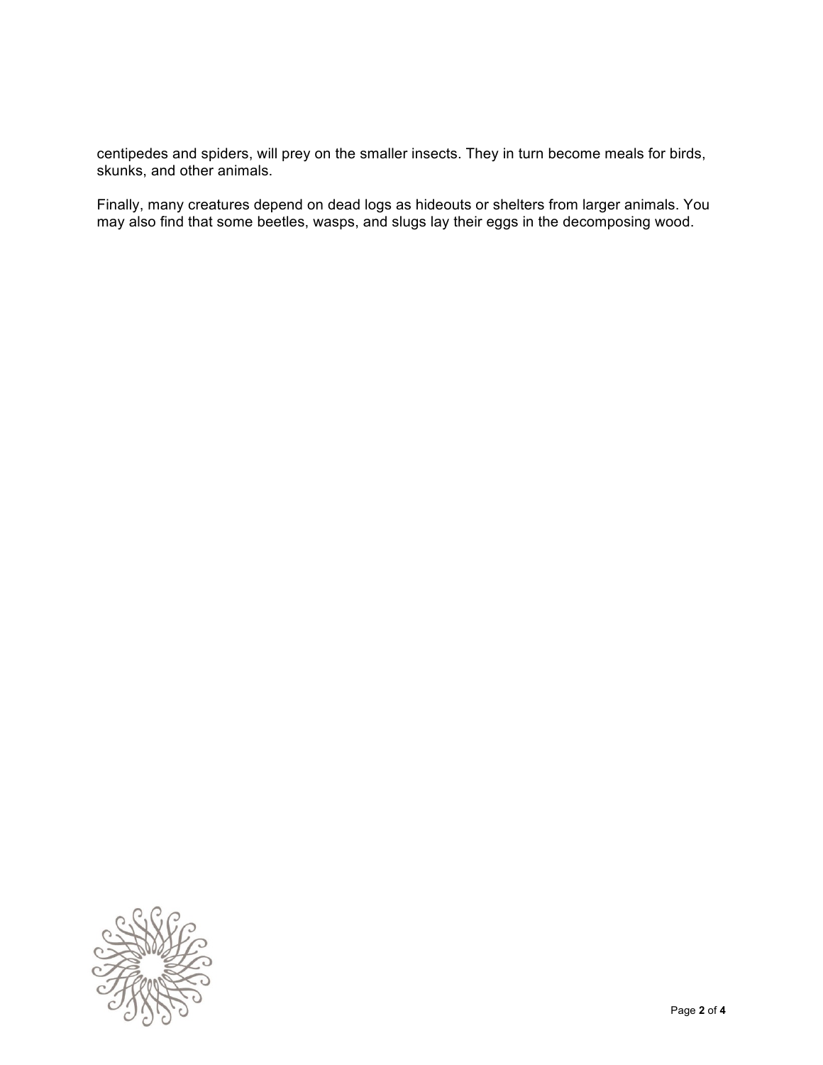centipedes and spiders, will prey on the smaller insects. They in turn become meals for birds, skunks, and other animals.

Finally, many creatures depend on dead logs as hideouts or shelters from larger animals. You may also find that some beetles, wasps, and slugs lay their eggs in the decomposing wood.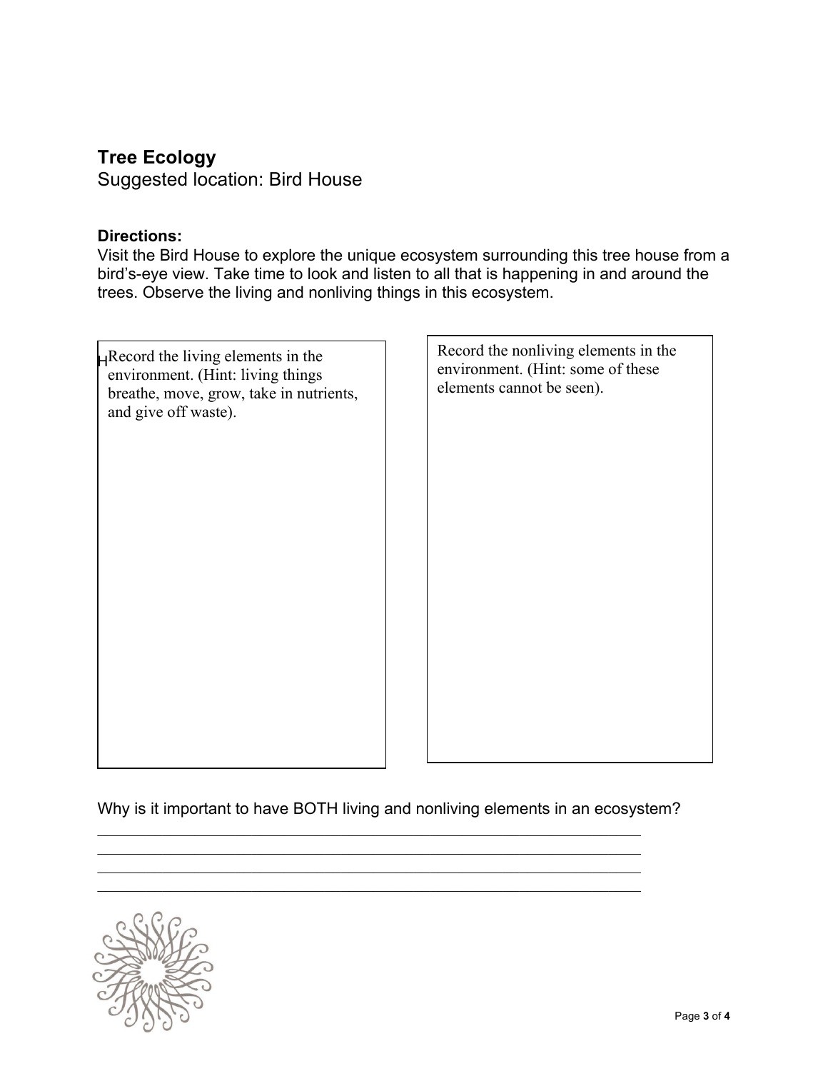## Tree Ecology

Suggested location: Bird House

**Directions:**

Visit the Bird House to explore the unique ecosystem surrounding this tree house from a bird's-eye view. Take time to look and listen to all that is happening in and around the trees. Observe the living and nonliving things in this ecosystem.

| Record the living elements in the environment. (Hint: living things breathe, move, grow, take in nutrients, and give off waste). | Record the nonliving elements in the environment. (Hint: some of these elements cannot be seen). |
| --- | --- |
| | |

Why is it important to have BOTH living and nonliving elements in an ecosystem?

\_\_\_\_\_\_\_\_\_\_\_\_\_\_\_\_\_\_\_\_\_\_\_\_\_\_\_\_\_\_\_\_\_\_\_\_\_\_\_\_\_\_\_\_\_\_\_\_\_\_\_\_\_\_\_\_\_\_\_\_\_\_\_\_

\_\_\_\_\_\_\_\_\_\_\_\_\_\_\_\_\_\_\_\_\_\_\_\_\_\_\_\_\_\_\_\_\_\_\_\_\_\_\_\_\_\_\_\_\_\_\_\_\_\_\_\_\_\_\_\_\_\_\_\_\_\_\_\_

\_\_\_\_\_\_\_\_\_\_\_\_\_\_\_\_\_\_\_\_\_\_\_\_\_\_\_\_\_\_\_\_\_\_\_\_\_\_\_\_\_\_\_\_\_\_\_\_\_\_\_\_\_\_\_\_\_\_\_\_\_\_\_\_

\_\_\_\_\_\_\_\_\_\_\_\_\_\_\_\_\_\_\_\_\_\_\_\_\_\_\_\_\_\_\_\_\_\_\_\_\_\_\_\_\_\_\_\_\_\_\_\_\_\_\_\_\_\_\_\_\_\_\_\_\_\_\_\_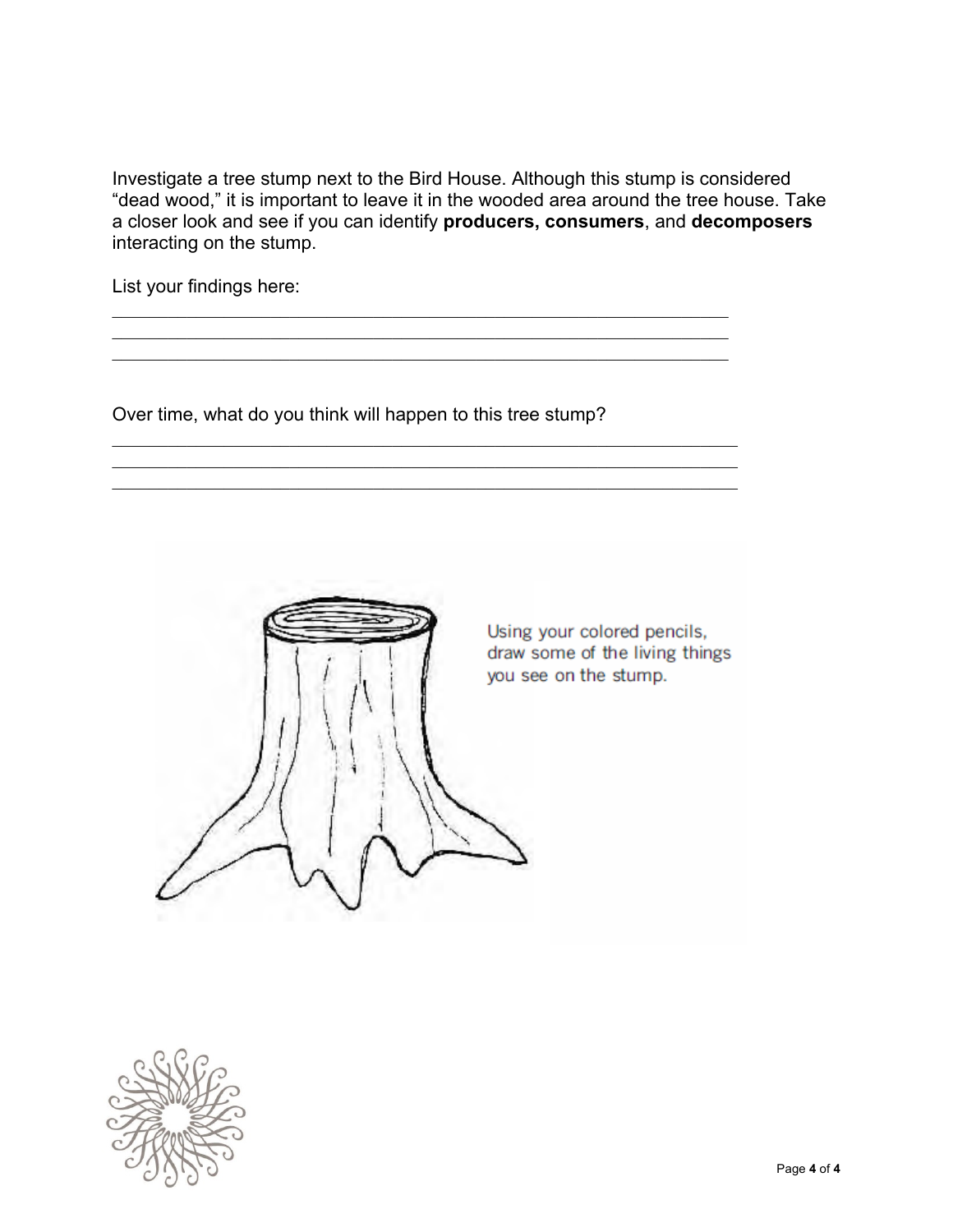Investigate a tree stump next to the Bird House. Although this stump is considered "dead wood," it is important to leave it in the wooded area around the tree house. Take a closer look and see if you can identify **producers, consumers**, and **decomposers** interacting on the stump.

List your findings here:

\_\_\_\_\_\_\_\_\_\_\_\_\_\_\_\_\_\_\_\_\_\_\_\_\_\_\_\_\_\_\_\_\_\_\_\_\_\_\_\_\_\_\_\_\_\_\_\_\_\_\_\_\_\_\_\_\_\_\_\_\_\_

\_\_\_\_\_\_\_\_\_\_\_\_\_\_\_\_\_\_\_\_\_\_\_\_\_\_\_\_\_\_\_\_\_\_\_\_\_\_\_\_\_\_\_\_\_\_\_\_\_\_\_\_\_\_\_\_\_\_\_\_\_\_

\_\_\_\_\_\_\_\_\_\_\_\_\_\_\_\_\_\_\_\_\_\_\_\_\_\_\_\_\_\_\_\_\_\_\_\_\_\_\_\_\_\_\_\_\_\_\_\_\_\_\_\_\_\_\_\_\_\_\_\_\_\_

Over time, what do you think will happen to this tree stump?

\_\_\_\_\_\_\_\_\_\_\_\_\_\_\_\_\_\_\_\_\_\_\_\_\_\_\_\_\_\_\_\_\_\_\_\_\_\_\_\_\_\_\_\_\_\_\_\_\_\_\_\_\_\_\_\_\_\_\_\_\_\_

\_\_\_\_\_\_\_\_\_\_\_\_\_\_\_\_\_\_\_\_\_\_\_\_\_\_\_\_\_\_\_\_\_\_\_\_\_\_\_\_\_\_\_\_\_\_\_\_\_\_\_\_\_\_\_\_\_\_\_\_\_\_

\_\_\_\_\_\_\_\_\_\_\_\_\_\_\_\_\_\_\_\_\_\_\_\_\_\_\_\_\_\_\_\_\_\_\_\_\_\_\_\_\_\_\_\_\_\_\_\_\_\_\_\_\_\_\_\_\_\_\_\_\_\_

Using your colored pencils, draw some of the living things you see on the stump.